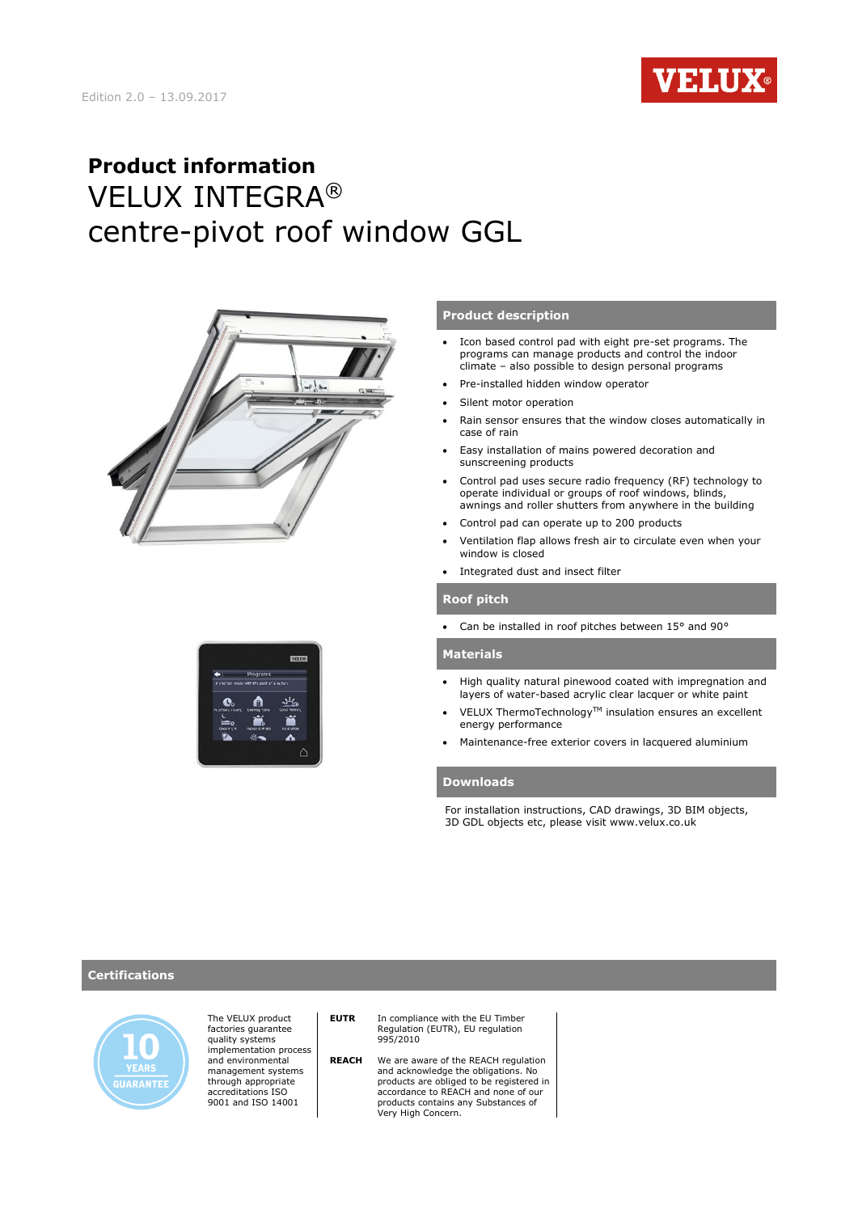Edition 2.0 – 13.09.2017

# Product information

# VELUX INTEGRA®
# centre-pivot roof window GGL

## Product description

- Icon based control pad with eight pre-set programs. The programs can manage products and control the indoor climate – also possible to design personal programs
- Pre-installed hidden window operator
- Silent motor operation
- Rain sensor ensures that the window closes automatically in case of rain
- Easy installation of mains powered decoration and sunscreening products
- Control pad uses secure radio frequency (RF) technology to operate individual or groups of roof windows, blinds, awnings and roller shutters from anywhere in the building
- Control pad can operate up to 200 products
- Ventilation flap allows fresh air to circulate even when your window is closed
- Integrated dust and insect filter

## Roof pitch

- Can be installed in roof pitches between 15° and 90°

## Materials

- High quality natural pinewood coated with impregnation and layers of water-based acrylic clear lacquer or white paint
- VELUX ThermoTechnology™ insulation ensures an excellent energy performance
- Maintenance-free exterior covers in lacquered aluminium

## Downloads

For installation instructions, CAD drawings, 3D BIM objects, 3D GDL objects etc, please visit www.velux.co.uk

## Certifications

10 YEARS GUARANTEE

The VELUX product factories guarantee quality systems implementation process and environmental management systems through appropriate accreditations ISO 9001 and ISO 14001

**EUTR** In compliance with the EU Timber Regulation (EUTR), EU regulation 995/2010

**REACH** We are aware of the REACH regulation and acknowledge the obligations. No products are obliged to be registered in accordance to REACH and none of our products contains any Substances of Very High Concern.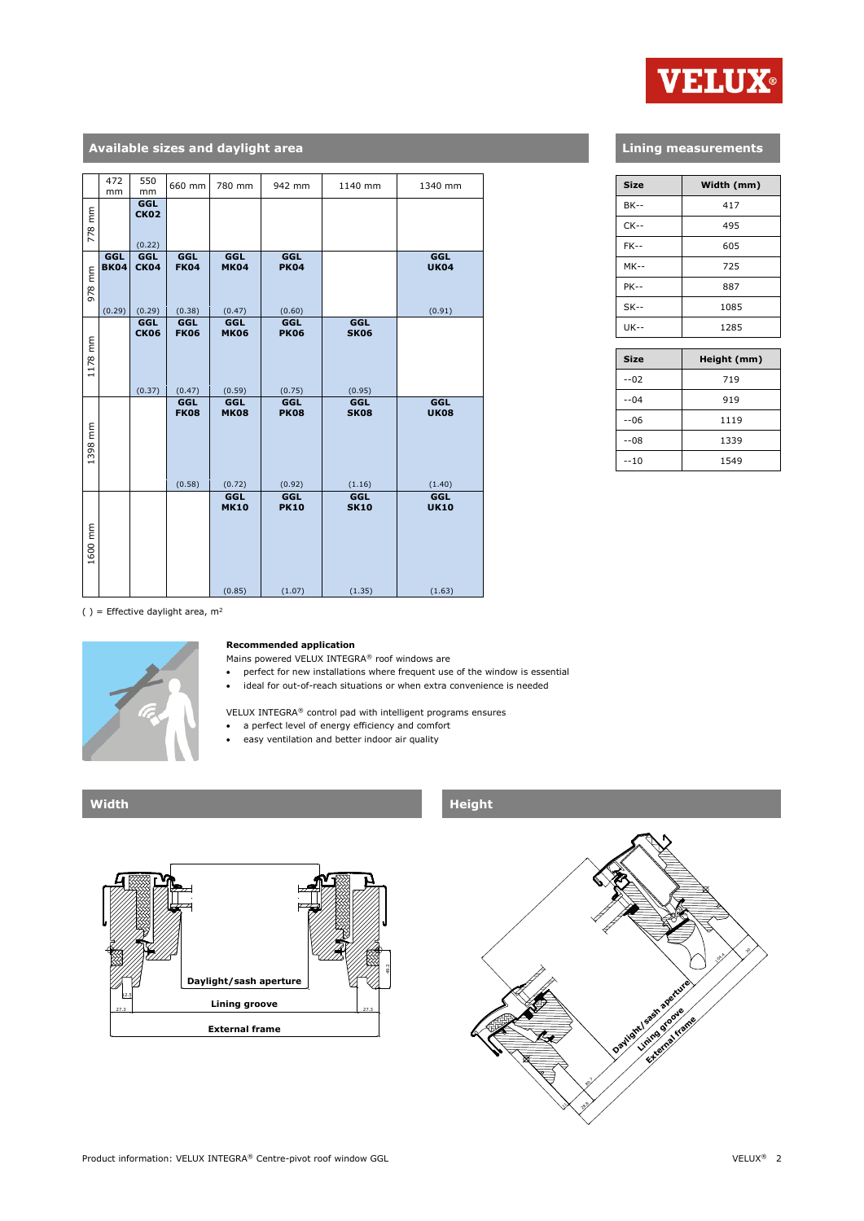## Available sizes and daylight area

| | 472 mm | 550 mm | 660 mm | 780 mm | 942 mm | 1140 mm | 1340 mm |
|---|---|---|---|---|---|---|---|
| 778 mm | | GGL CK02 (0.22) | | | | | |
| 978 mm | GGL BK04 (0.29) | GGL CK04 (0.29) | GGL FK04 (0.38) | GGL MK04 (0.47) | GGL PK04 (0.60) | | GGL UK04 (0.91) |
| 1178 mm | | GGL CK06 (0.37) | GGL FK06 (0.47) | GGL MK06 (0.59) | GGL PK06 (0.75) | GGL SK06 (0.95) | |
| 1398 mm | | | GGL FK08 (0.58) | GGL MK08 (0.72) | GGL PK08 (0.92) | GGL SK08 (1.16) | GGL UK08 (1.40) |
| 1600 mm | | | | GGL MK10 (0.85) | GGL PK10 (1.07) | GGL SK10 (1.35) | GGL UK10 (1.63) |

( ) = Effective daylight area, m²

## Lining measurements

| Size | Width (mm) |
|---|---|
| BK-- | 417 |
| CK-- | 495 |
| FK-- | 605 |
| MK-- | 725 |
| PK-- | 887 |
| SK-- | 1085 |
| UK-- | 1285 |

| Size | Height (mm) |
|---|---|
| --02 | 719 |
| --04 | 919 |
| --06 | 1119 |
| --08 | 1339 |
| --10 | 1549 |

**Recommended application**

Mains powered VELUX INTEGRA® roof windows are

- perfect for new installations where frequent use of the window is essential
- ideal for out-of-reach situations or when extra convenience is needed

VELUX INTEGRA® control pad with intelligent programs ensures

- a perfect level of energy efficiency and comfort
- easy ventilation and better indoor air quality

## Width

Daylight/sash aperture

Lining groove

External frame

## Height

Daylight/sash aperture

Lining groove

External frame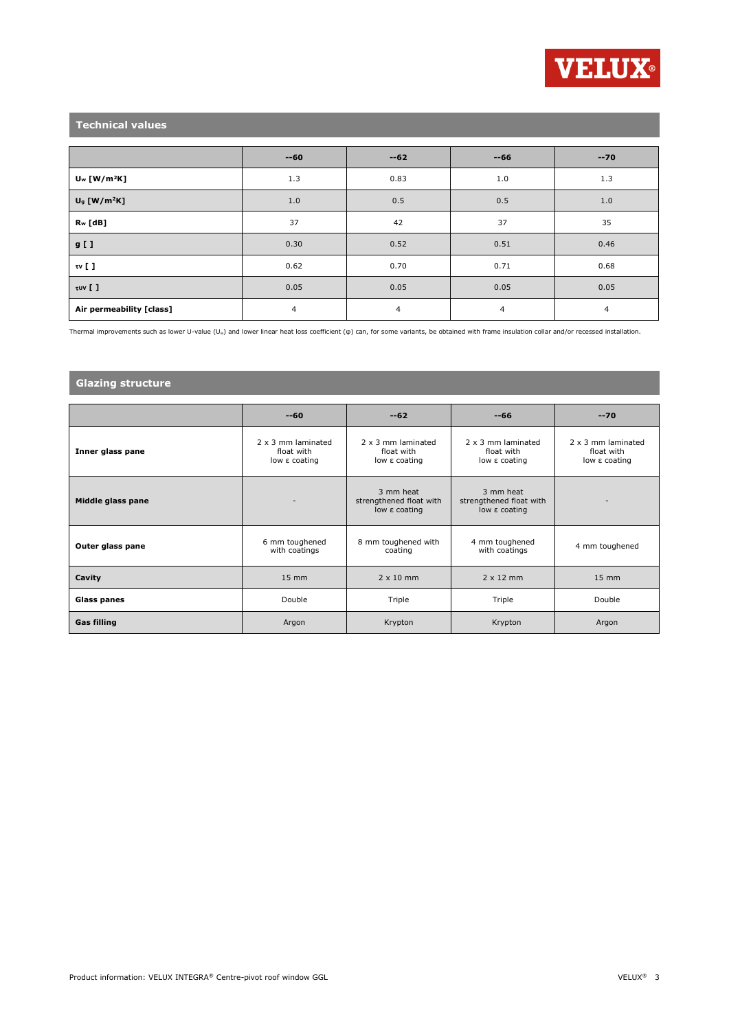## Technical values

| | --60 | --62 | --66 | --70 |
|---|---|---|---|---|
| **$U_w$ [W/m²K]** | 1.3 | 0.83 | 1.0 | 1.3 |
| **$U_g$ [W/m²K]** | 1.0 | 0.5 | 0.5 | 1.0 |
| **$R_w$ [dB]** | 37 | 42 | 37 | 35 |
| **g [ ]** | 0.30 | 0.52 | 0.51 | 0.46 |
| **$\tau_v$ [ ]** | 0.62 | 0.70 | 0.71 | 0.68 |
| **$\tau_{uv}$ [ ]** | 0.05 | 0.05 | 0.05 | 0.05 |
| **Air permeability [class]** | 4 | 4 | 4 | 4 |

Thermal improvements such as lower U-value ($U_w$) and lower linear heat loss coefficient (φ) can, for some variants, be obtained with frame insulation collar and/or recessed installation.

## Glazing structure

| | --60 | --62 | --66 | --70 |
|---|---|---|---|---|
| **Inner glass pane** | 2 x 3 mm laminated float with low ε coating | 2 x 3 mm laminated float with low ε coating | 2 x 3 mm laminated float with low ε coating | 2 x 3 mm laminated float with low ε coating |
| **Middle glass pane** | - | 3 mm heat strengthened float with low ε coating | 3 mm heat strengthened float with low ε coating | - |
| **Outer glass pane** | 6 mm toughened with coatings | 8 mm toughened with coating | 4 mm toughened with coatings | 4 mm toughened |
| **Cavity** | 15 mm | 2 x 10 mm | 2 x 12 mm | 15 mm |
| **Glass panes** | Double | Triple | Triple | Double |
| **Gas filling** | Argon | Krypton | Krypton | Argon |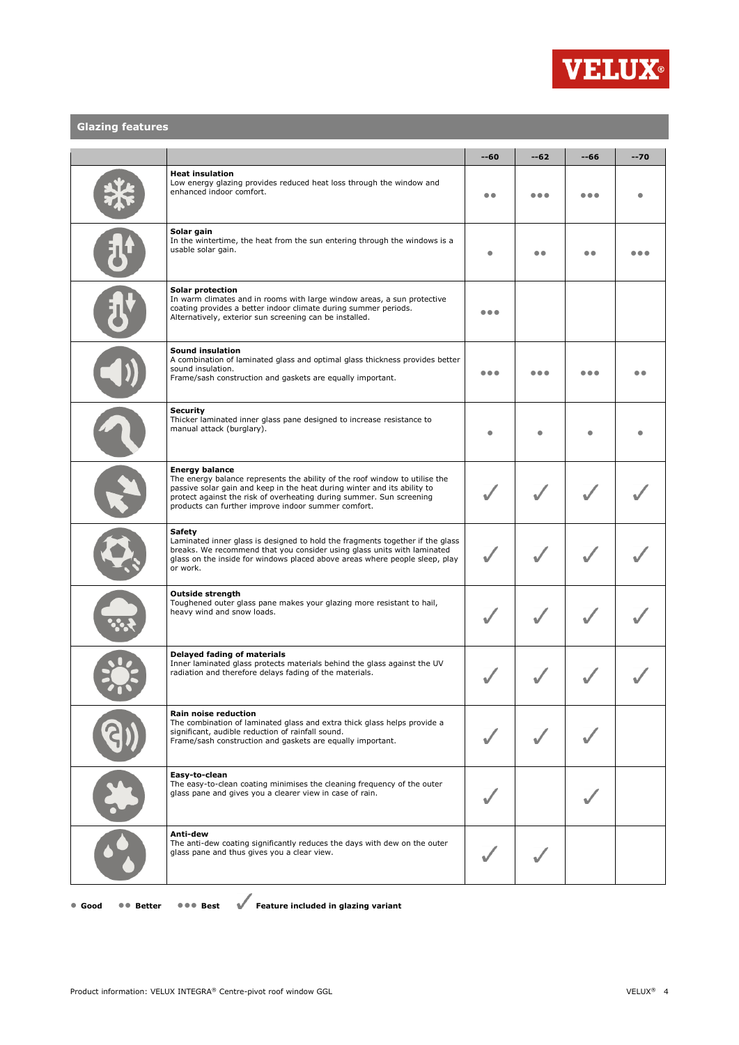## Glazing features

| | | --60 | --62 | --66 | --70 |
|---|---|---|---|---|---|
| | **Heat insulation**<br>Low energy glazing provides reduced heat loss through the window and enhanced indoor comfort. | ●● | ●●● | ●●● | ● |
| | **Solar gain**<br>In the wintertime, the heat from the sun entering through the windows is a usable solar gain. | ● | ●● | ●● | ●●● |
| | **Solar protection**<br>In warm climates and in rooms with large window areas, a sun protective coating provides a better indoor climate during summer periods.<br>Alternatively, exterior sun screening can be installed. | ●●● | | | |
| | **Sound insulation**<br>A combination of laminated glass and optimal glass thickness provides better sound insulation.<br>Frame/sash construction and gaskets are equally important. | ●●● | ●●● | ●●● | ●● |
| | **Security**<br>Thicker laminated inner glass pane designed to increase resistance to manual attack (burglary). | ● | ● | ● | ● |
| | **Energy balance**<br>The energy balance represents the ability of the roof window to utilise the passive solar gain and keep in the heat during winter and its ability to protect against the risk of overheating during summer. Sun screening products can further improve indoor summer comfort. | ✓ | ✓ | ✓ | ✓ |
| | **Safety**<br>Laminated inner glass is designed to hold the fragments together if the glass breaks. We recommend that you consider using glass units with laminated glass on the inside for windows placed above areas where people sleep, play or work. | ✓ | ✓ | ✓ | ✓ |
| | **Outside strength**<br>Toughened outer glass pane makes your glazing more resistant to hail, heavy wind and snow loads. | ✓ | ✓ | ✓ | ✓ |
| | **Delayed fading of materials**<br>Inner laminated glass protects materials behind the glass against the UV radiation and therefore delays fading of the materials. | ✓ | ✓ | ✓ | ✓ |
| | **Rain noise reduction**<br>The combination of laminated glass and extra thick glass helps provide a significant, audible reduction of rainfall sound.<br>Frame/sash construction and gaskets are equally important. | ✓ | ✓ | ✓ | |
| | **Easy-to-clean**<br>The easy-to-clean coating minimises the cleaning frequency of the outer glass pane and gives you a clearer view in case of rain. | ✓ | | ✓ | |
| | **Anti-dew**<br>The anti-dew coating significantly reduces the days with dew on the outer glass pane and thus gives you a clear view. | ✓ | ✓ | | |

● **Good** ●● **Better** ●●● **Best** ✓ **Feature included in glazing variant**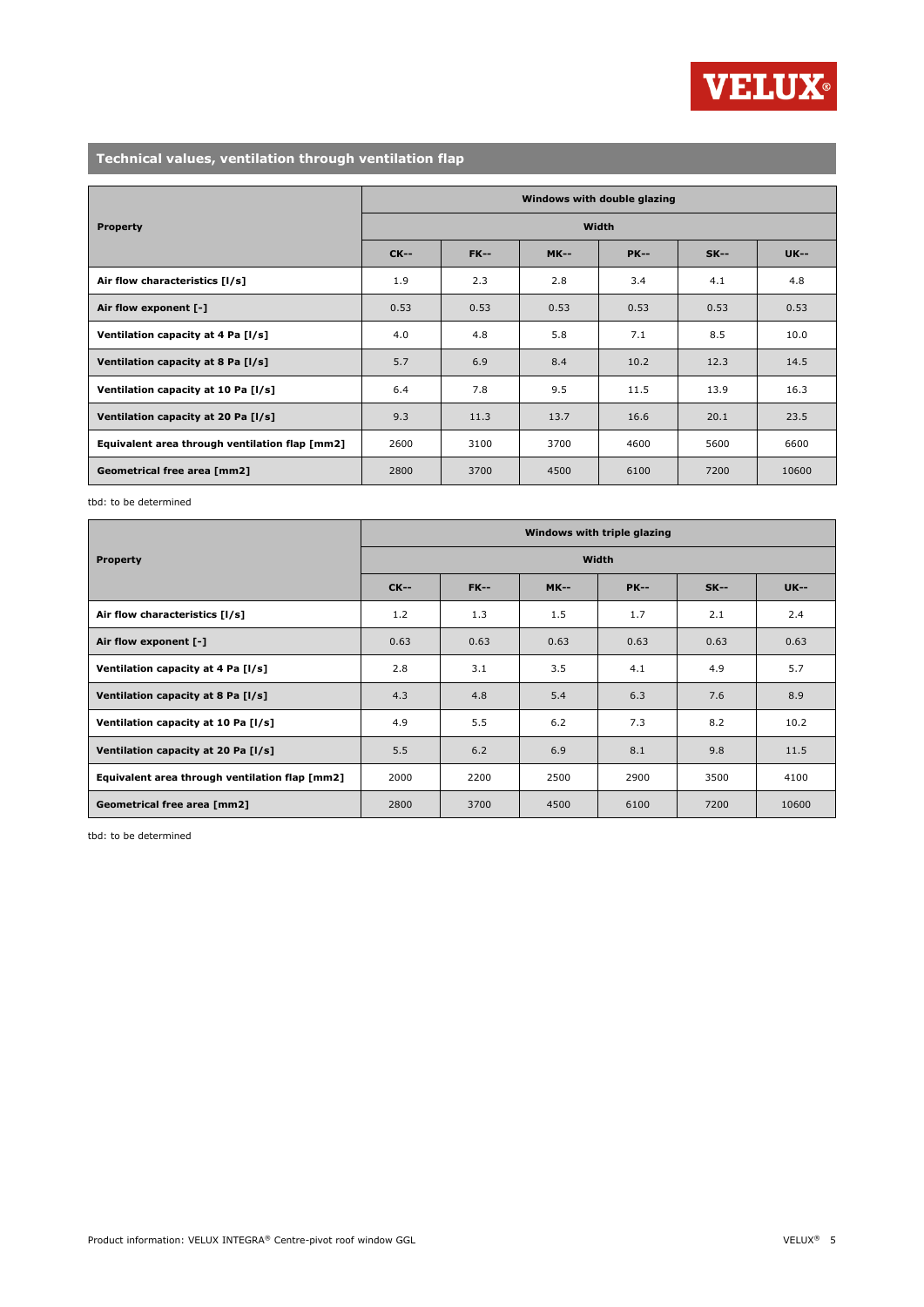## Technical values, ventilation through ventilation flap

| Property | Windows with double glazing | | | | | |
|---|---|---|---|---|---|---|
| | Width | | | | | |
| | CK-- | FK-- | MK-- | PK-- | SK-- | UK-- |
| **Air flow characteristics [l/s]** | 1.9 | 2.3 | 2.8 | 3.4 | 4.1 | 4.8 |
| **Air flow exponent [-]** | 0.53 | 0.53 | 0.53 | 0.53 | 0.53 | 0.53 |
| **Ventilation capacity at 4 Pa [l/s]** | 4.0 | 4.8 | 5.8 | 7.1 | 8.5 | 10.0 |
| **Ventilation capacity at 8 Pa [l/s]** | 5.7 | 6.9 | 8.4 | 10.2 | 12.3 | 14.5 |
| **Ventilation capacity at 10 Pa [l/s]** | 6.4 | 7.8 | 9.5 | 11.5 | 13.9 | 16.3 |
| **Ventilation capacity at 20 Pa [l/s]** | 9.3 | 11.3 | 13.7 | 16.6 | 20.1 | 23.5 |
| **Equivalent area through ventilation flap [mm2]** | 2600 | 3100 | 3700 | 4600 | 5600 | 6600 |
| **Geometrical free area [mm2]** | 2800 | 3700 | 4500 | 6100 | 7200 | 10600 |

tbd: to be determined

| Property | Windows with triple glazing | | | | | |
|---|---|---|---|---|---|---|
| | Width | | | | | |
| | CK-- | FK-- | MK-- | PK-- | SK-- | UK-- |
| **Air flow characteristics [l/s]** | 1.2 | 1.3 | 1.5 | 1.7 | 2.1 | 2.4 |
| **Air flow exponent [-]** | 0.63 | 0.63 | 0.63 | 0.63 | 0.63 | 0.63 |
| **Ventilation capacity at 4 Pa [l/s]** | 2.8 | 3.1 | 3.5 | 4.1 | 4.9 | 5.7 |
| **Ventilation capacity at 8 Pa [l/s]** | 4.3 | 4.8 | 5.4 | 6.3 | 7.6 | 8.9 |
| **Ventilation capacity at 10 Pa [l/s]** | 4.9 | 5.5 | 6.2 | 7.3 | 8.2 | 10.2 |
| **Ventilation capacity at 20 Pa [l/s]** | 5.5 | 6.2 | 6.9 | 8.1 | 9.8 | 11.5 |
| **Equivalent area through ventilation flap [mm2]** | 2000 | 2200 | 2500 | 2900 | 3500 | 4100 |
| **Geometrical free area [mm2]** | 2800 | 3700 | 4500 | 6100 | 7200 | 10600 |

tbd: to be determined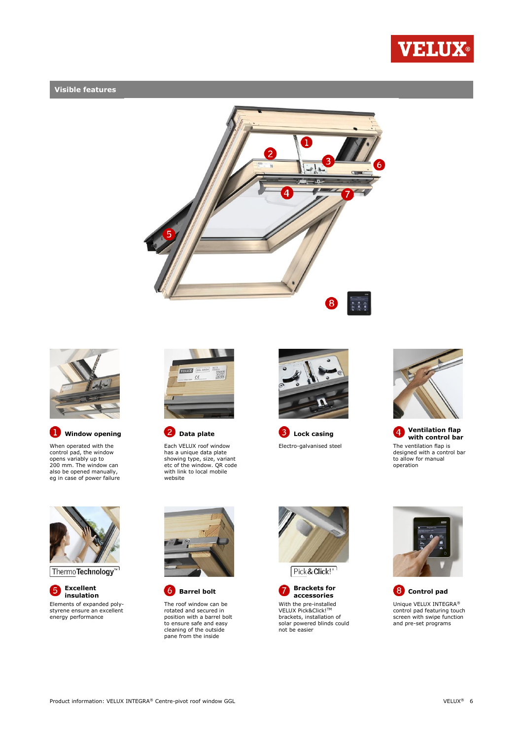## Visible features

**1 Window opening**

When operated with the control pad, the window opens variably up to 200 mm. The window can also be opened manually, eg in case of power failure

**2 Data plate**

Each VELUX roof window has a unique data plate showing type, size, variant etc of the window. QR code with link to local mobile website

**3 Lock casing**

Electro-galvanised steel

**4 Ventilation flap with control bar**

The ventilation flap is designed with a control bar to allow for manual operation

ThermoTechnology™

**5 Excellent insulation**

Elements of expanded poly-styrene ensure an excellent energy performance

**6 Barrel bolt**

The roof window can be rotated and secured in position with a barrel bolt to ensure safe and easy cleaning of the outside pane from the inside

Pick&Click!®

**7 Brackets for accessories**

With the pre-installed VELUX Pick&Click!™ brackets, installation of solar powered blinds could not be easier

**8 Control pad**

Unique VELUX INTEGRA® control pad featuring touch screen with swipe function and pre-set programs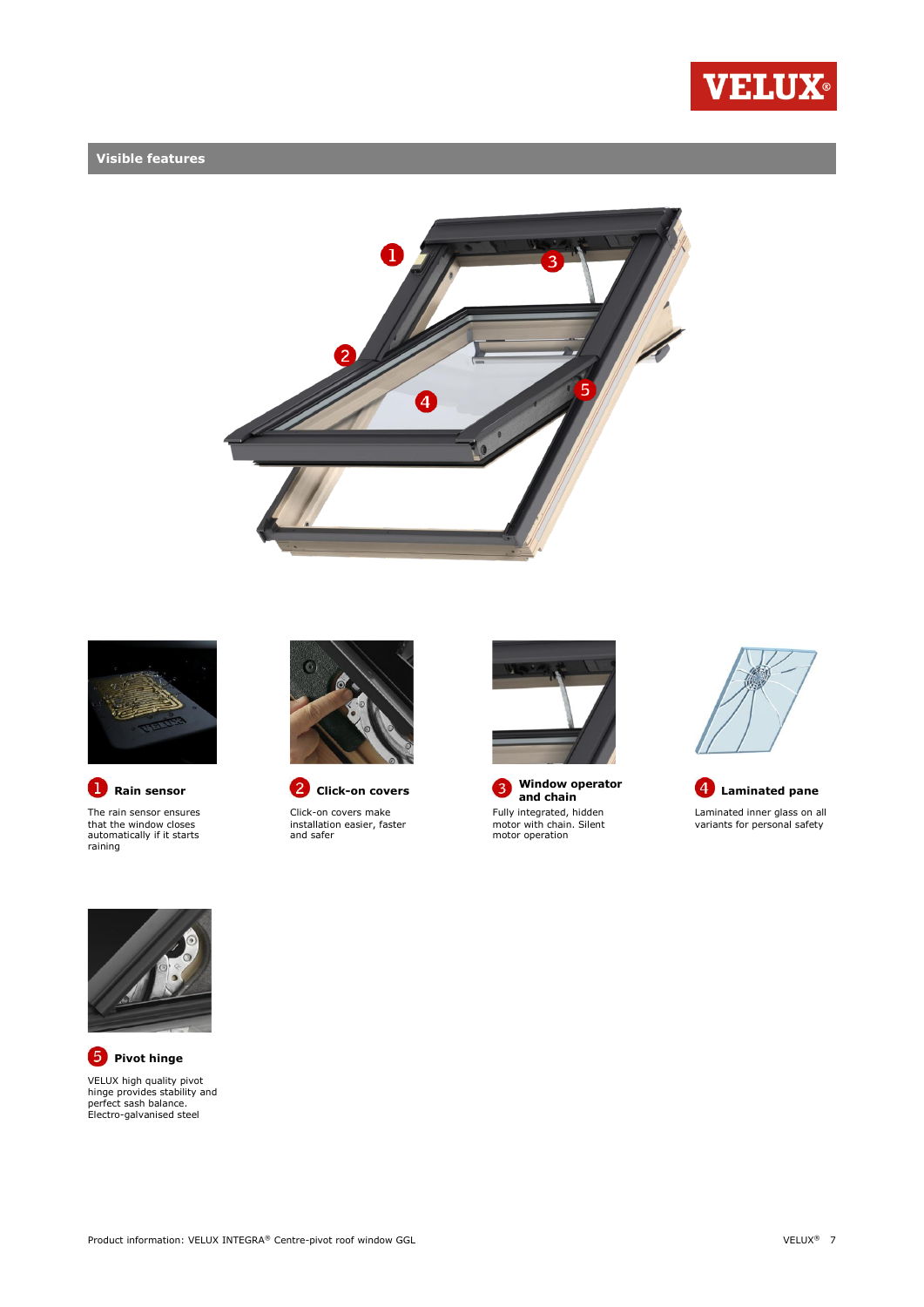## Visible features

### 1 Rain sensor

The rain sensor ensures that the window closes automatically if it starts raining

### 2 Click-on covers

Click-on covers make installation easier, faster and safer

### 3 Window operator and chain

Fully integrated, hidden motor with chain. Silent motor operation

### 4 Laminated pane

Laminated inner glass on all variants for personal safety

### 5 Pivot hinge

VELUX high quality pivot hinge provides stability and perfect sash balance. Electro-galvanised steel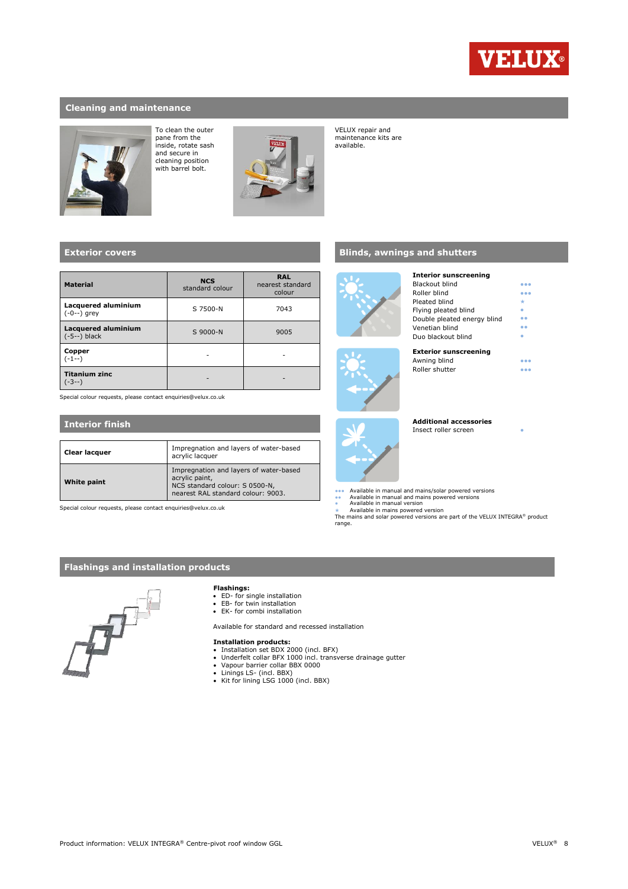## Cleaning and maintenance

To clean the outer pane from the inside, rotate sash and secure in cleaning position with barrel bolt.

VELUX repair and maintenance kits are available.

## Exterior covers

| Material | NCS standard colour | RAL nearest standard colour |
|---|---|---|
| **Lacquered aluminium** (-0--) grey | S 7500-N | 7043 |
| **Lacquered aluminium** (-5--) black | S 9000-N | 9005 |
| **Copper** (-1--) | - | - |
| **Titanium zinc** (-3--) | - | - |

Special colour requests, please contact enquiries@velux.co.uk

## Interior finish

| | |
|---|---|
| **Clear lacquer** | Impregnation and layers of water-based acrylic lacquer |
| **White paint** | Impregnation and layers of water-based acrylic paint, NCS standard colour: S 0500-N, nearest RAL standard colour: 9003. |

Special colour requests, please contact enquiries@velux.co.uk

## Blinds, awnings and shutters

**Interior sunscreening**

| | |
|---|---|
| Blackout blind | ●●● |
| Roller blind | ●●● |
| Pleated blind | ★ |
| Flying pleated blind | ● |
| Double pleated energy blind | ●● |
| Venetian blind | ●● |
| Duo blackout blind | ● |

**Exterior sunscreening**

| | |
|---|---|
| Awning blind | ●●● |
| Roller shutter | ●●● |

**Additional accessories**

| | |
|---|---|
| Insect roller screen | ● |

●●● Available in manual and mains/solar powered versions
●● Available in manual and mains powered versions
● Available in manual version
★ Available in mains powered version
The mains and solar powered versions are part of the VELUX INTEGRA® product range.

## Flashings and installation products

**Flashings:**
- ED- for single installation
- EB- for twin installation
- EK- for combi installation

Available for standard and recessed installation

**Installation products:**
- Installation set BDX 2000 (incl. BFX)
- Underfelt collar BFX 1000 incl. transverse drainage gutter
- Vapour barrier collar BBX 0000
- Linings LS- (incl. BBX)
- Kit for lining LSG 1000 (incl. BBX)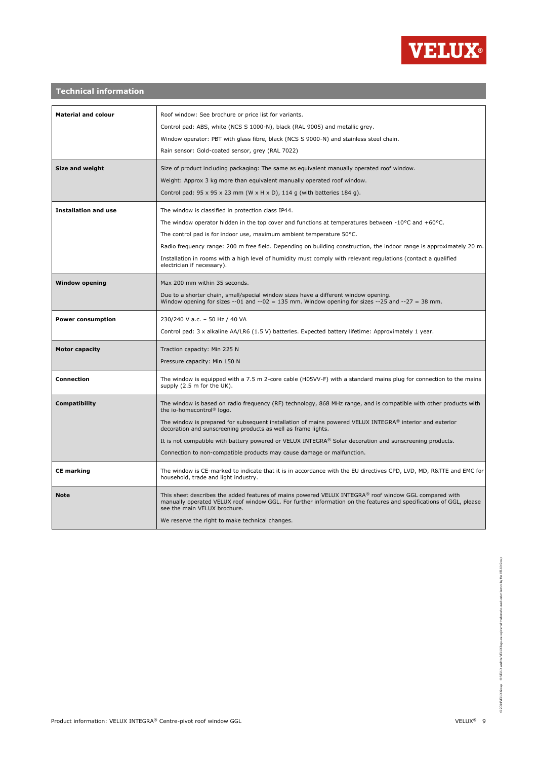## Technical information

| | |
|---|---|
| **Material and colour** | Roof window: See brochure or price list for variants.<br>Control pad: ABS, white (NCS S 1000-N), black (RAL 9005) and metallic grey.<br>Window operator: PBT with glass fibre, black (NCS S 9000-N) and stainless steel chain.<br>Rain sensor: Gold-coated sensor, grey (RAL 7022) |
| **Size and weight** | Size of product including packaging: The same as equivalent manually operated roof window.<br>Weight: Approx 3 kg more than equivalent manually operated roof window.<br>Control pad: 95 x 95 x 23 mm (W x H x D), 114 g (with batteries 184 g). |
| **Installation and use** | The window is classified in protection class IP44.<br>The window operator hidden in the top cover and functions at temperatures between -10°C and +60°C.<br>The control pad is for indoor use, maximum ambient temperature 50°C.<br>Radio frequency range: 200 m free field. Depending on building construction, the indoor range is approximately 20 m.<br>Installation in rooms with a high level of humidity must comply with relevant regulations (contact a qualified electrician if necessary). |
| **Window opening** | Max 200 mm within 35 seconds.<br>Due to a shorter chain, small/special window sizes have a different window opening.<br>Window opening for sizes --01 and --02 = 135 mm. Window opening for sizes --25 and --27 = 38 mm. |
| **Power consumption** | 230/240 V a.c. – 50 Hz / 40 VA<br>Control pad: 3 x alkaline AA/LR6 (1.5 V) batteries. Expected battery lifetime: Approximately 1 year. |
| **Motor capacity** | Traction capacity: Min 225 N<br>Pressure capacity: Min 150 N |
| **Connection** | The window is equipped with a 7.5 m 2-core cable (H05VV-F) with a standard mains plug for connection to the mains supply (2.5 m for the UK). |
| **Compatibility** | The window is based on radio frequency (RF) technology, 868 MHz range, and is compatible with other products with the io-homecontrol® logo.<br>The window is prepared for subsequent installation of mains powered VELUX INTEGRA® interior and exterior decoration and sunscreening products as well as frame lights.<br>It is not compatible with battery powered or VELUX INTEGRA® Solar decoration and sunscreening products.<br>Connection to non-compatible products may cause damage or malfunction. |
| **CE marking** | The window is CE-marked to indicate that it is in accordance with the EU directives CPD, LVD, MD, R&TTE and EMC for household, trade and light industry. |
| **Note** | This sheet describes the added features of mains powered VELUX INTEGRA® roof window GGL compared with manually operated VELUX roof window GGL. For further information on the features and specifications of GGL, please see the main VELUX brochure.<br>We reserve the right to make technical changes. |

©2013 VELUX Group ® VELUX and the VELUX logo are registered trademarks used under licence by the VELUX Group